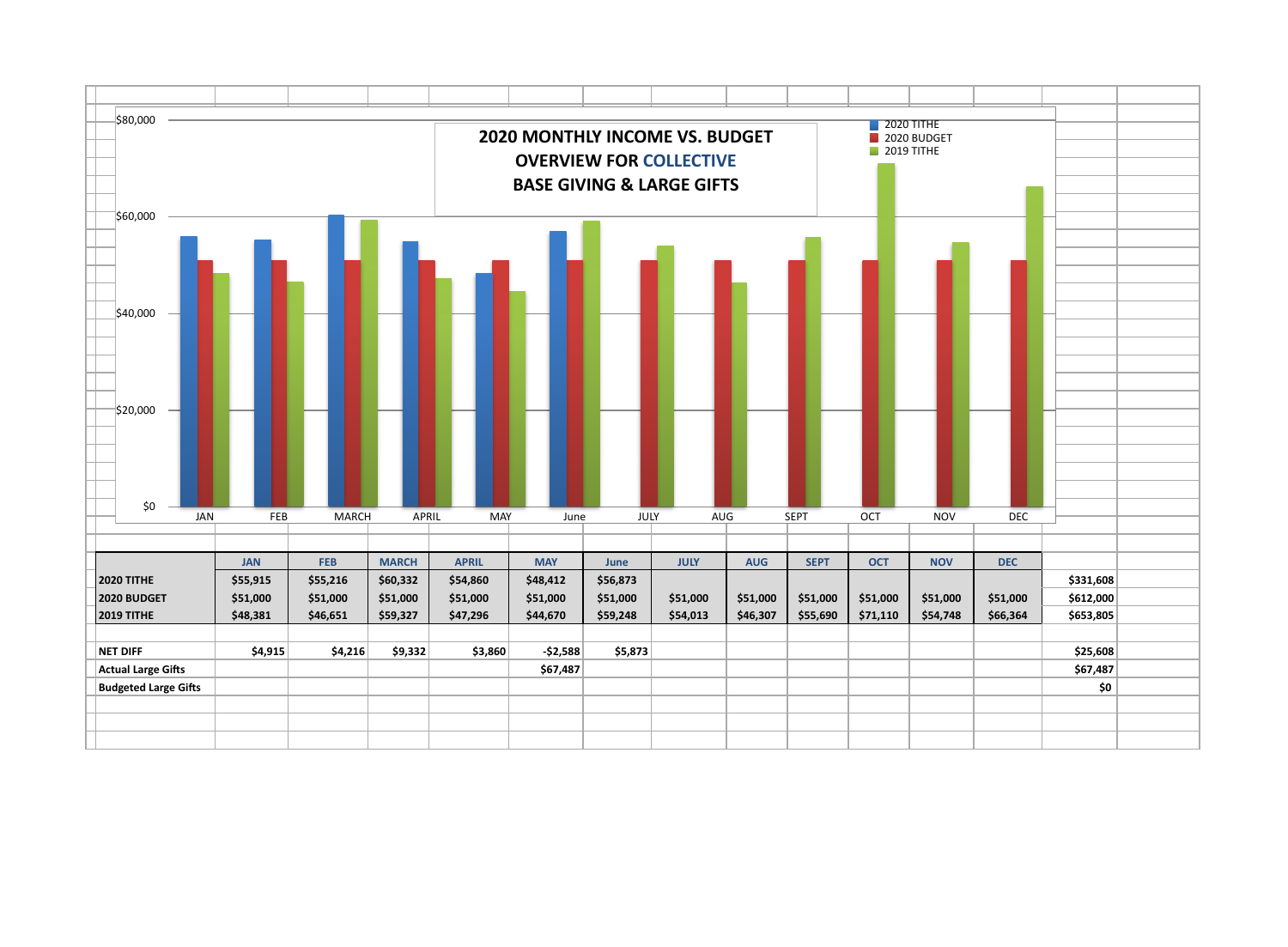## 2020 MONTHLY INCOME VS. BUDGET OVERVIEW FOR COLLECTIVE BASE GIVING & LARGE GIFTS

| | JAN | FEB | MARCH | APRIL | MAY | June | JULY | AUG | SEPT | OCT | NOV | DEC | |
|---|---|---|---|---|---|---|---|---|---|---|---|---|---|
| **2020 TITHE** | $55,915 | $55,216 | $60,332 | $54,860 | $48,412 | $56,873 | | | | | | | $331,608 |
| **2020 BUDGET** | $51,000 | $51,000 | $51,000 | $51,000 | $51,000 | $51,000 | $51,000 | $51,000 | $51,000 | $51,000 | $51,000 | $51,000 | $612,000 |
| **2019 TITHE** | $48,381 | $46,651 | $59,327 | $47,296 | $44,670 | $59,248 | $54,013 | $46,307 | $55,690 | $71,110 | $54,748 | $66,364 | $653,805 |
| | | | | | | | | | | | | | |
| **NET DIFF** | $4,915 | $4,216 | $9,332 | $3,860 | -$2,588 | $5,873 | | | | | | | $25,608 |
| **Actual Large Gifts** | | | | | $67,487 | | | | | | | | $67,487 |
| **Budgeted Large Gifts** | | | | | | | | | | | | | $0 |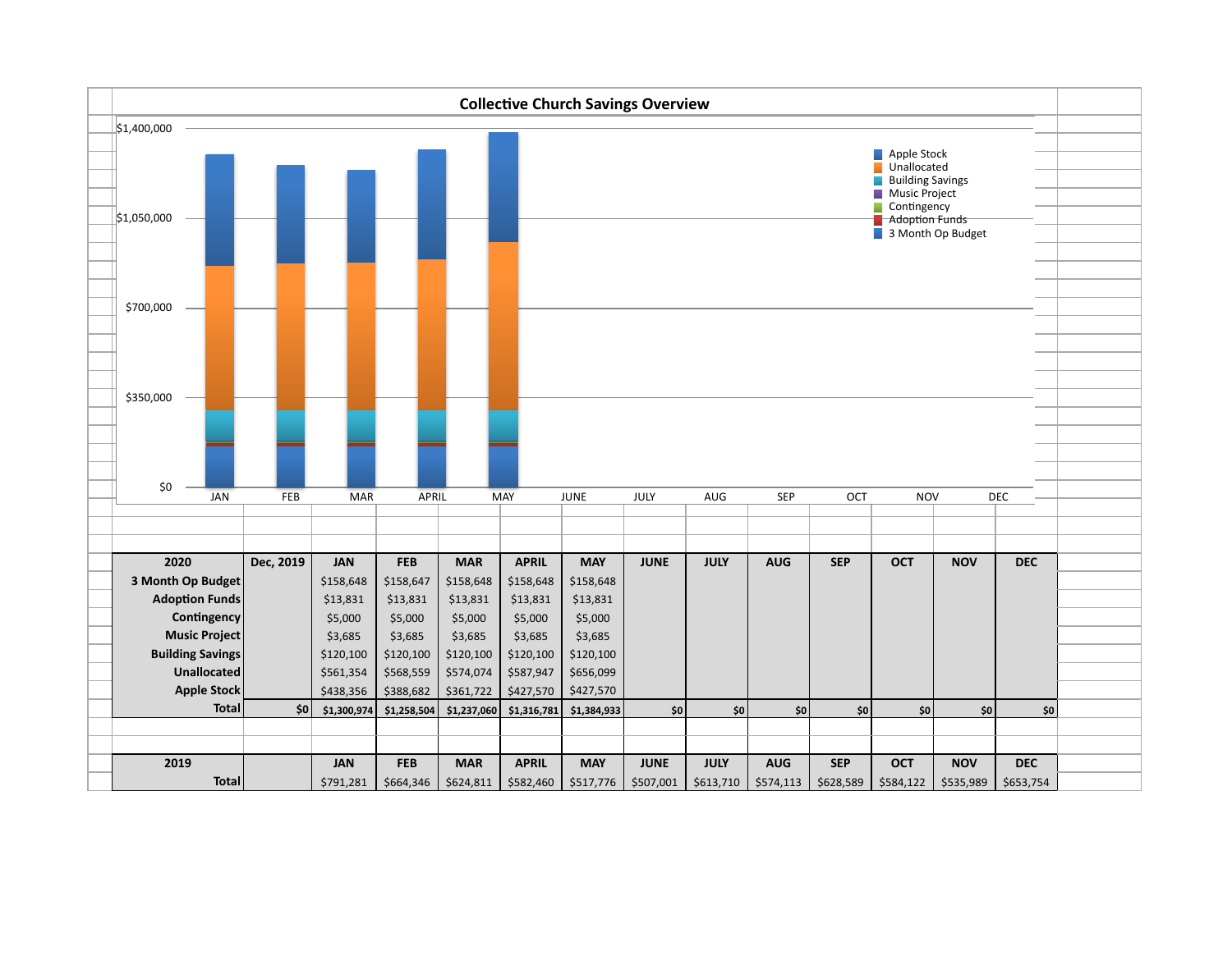## Collective Church Savings Overview

| 2020 | Dec, 2019 | JAN | FEB | MAR | APRIL | MAY | JUNE | JULY | AUG | SEP | OCT | NOV | DEC |
|---|---|---|---|---|---|---|---|---|---|---|---|---|---|
| 3 Month Op Budget | | $158,648 | $158,647 | $158,648 | $158,648 | $158,648 | | | | | | | |
| Adoption Funds | | $13,831 | $13,831 | $13,831 | $13,831 | $13,831 | | | | | | | |
| Contingency | | $5,000 | $5,000 | $5,000 | $5,000 | $5,000 | | | | | | | |
| Music Project | | $3,685 | $3,685 | $3,685 | $3,685 | $3,685 | | | | | | | |
| Building Savings | | $120,100 | $120,100 | $120,100 | $120,100 | $120,100 | | | | | | | |
| Unallocated | | $561,354 | $568,559 | $574,074 | $587,947 | $656,099 | | | | | | | |
| Apple Stock | | $438,356 | $388,682 | $361,722 | $427,570 | $427,570 | | | | | | | |
| Total | $0 | $1,300,974 | $1,258,504 | $1,237,060 | $1,316,781 | $1,384,933 | $0 | $0 | $0 | $0 | $0 | $0 | $0 |

| 2019 | | JAN | FEB | MAR | APRIL | MAY | JUNE | JULY | AUG | SEP | OCT | NOV | DEC |
|---|---|---|---|---|---|---|---|---|---|---|---|---|---|
| Total | | $791,281 | $664,346 | $624,811 | $582,460 | $517,776 | $507,001 | $613,710 | $574,113 | $628,589 | $584,122 | $535,989 | $653,754 |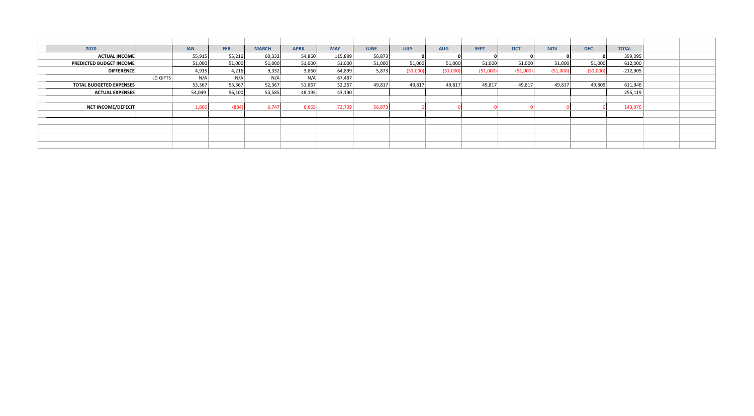| 2020 | | JAN | FEB | MARCH | APRIL | MAY | JUNE | JULY | AUG | SEPT | OCT | NOV | DEC | TOTAL |
|---|---|---|---|---|---|---|---|---|---|---|---|---|---|---|
| ACTUAL INCOME | | 55,915 | 55,216 | 60,332 | 54,860 | 115,899 | 56,873 | 0 | 0 | 0 | 0 | 0 | 0 | 399,095 |
| PREDICTED BUDGET INCOME | | 51,000 | 51,000 | 51,000 | 51,000 | 51,000 | 51,000 | 51,000 | 51,000 | 51,000 | 51,000 | 51,000 | 51,000 | 612,000 |
| DIFFERENCE | | 4,915 | 4,216 | 9,332 | 3,860 | 64,899 | 5,873 | (51,000) | (51,000) | (51,000) | (51,000) | (51,000) | (51,000) | -212,905 |
| | LG GIFTS | N/A | N/A | N/A | N/A | 67,487 | | | | | | | | |
| TOTAL BUDGETED EXPENSES | | 53,367 | 53,367 | 52,367 | 51,867 | 52,267 | 49,817 | 49,817 | 49,817 | 49,817 | 49,817 | 49,817 | 49,809 | 611,946 |
| ACTUAL EXPENSES | | 54,049 | 56,100 | 53,585 | 48,195 | 43,190 | | | | | | | | 255,119 |
| | | | | | | | | | | | | | | |
| NET INCOME/DEFECIT | | 1,866 | (884) | 6,747 | 6,665 | 72,709 | 56,873 | 0 | 0 | 0 | 0 | 0 | 0 | 143,976 |